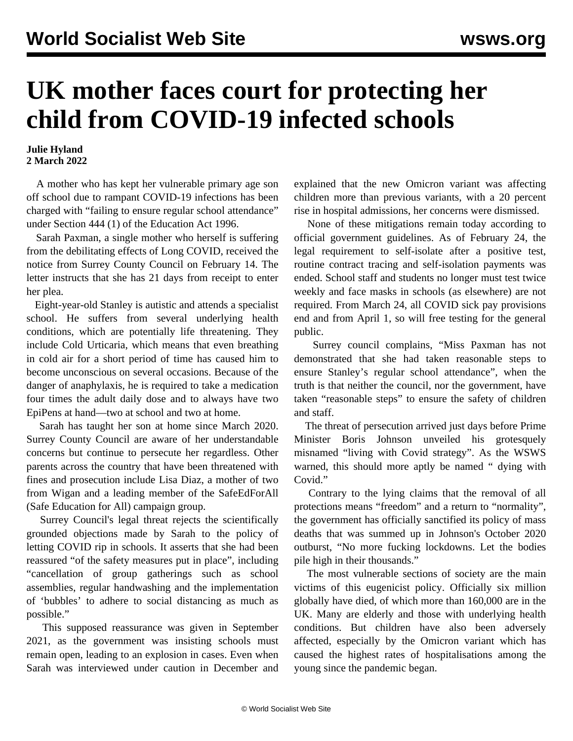# UK mother faces court for protecting her child from COVID-19 infected schools

**Julie Hyland**
**2 March 2022**

A mother who has kept her vulnerable primary age son off school due to rampant COVID-19 infections has been charged with "failing to ensure regular school attendance" under Section 444 (1) of the Education Act 1996.

Sarah Paxman, a single mother who herself is suffering from the debilitating effects of Long COVID, received the notice from Surrey County Council on February 14. The letter instructs that she has 21 days from receipt to enter her plea.

Eight-year-old Stanley is autistic and attends a specialist school. He suffers from several underlying health conditions, which are potentially life threatening. They include Cold Urticaria, which means that even breathing in cold air for a short period of time has caused him to become unconscious on several occasions. Because of the danger of anaphylaxis, he is required to take a medication four times the adult daily dose and to always have two EpiPens at hand—two at school and two at home.

Sarah has taught her son at home since March 2020. Surrey County Council are aware of her understandable concerns but continue to persecute her regardless. Other parents across the country that have been threatened with fines and prosecution include Lisa Diaz, a mother of two from Wigan and a leading member of the SafeEdForAll (Safe Education for All) campaign group.

Surrey Council's legal threat rejects the scientifically grounded objections made by Sarah to the policy of letting COVID rip in schools. It asserts that she had been reassured "of the safety measures put in place", including "cancellation of group gatherings such as school assemblies, regular handwashing and the implementation of 'bubbles' to adhere to social distancing as much as possible."

This supposed reassurance was given in September 2021, as the government was insisting schools must remain open, leading to an explosion in cases. Even when Sarah was interviewed under caution in December and explained that the new Omicron variant was affecting children more than previous variants, with a 20 percent rise in hospital admissions, her concerns were dismissed.

None of these mitigations remain today according to official government guidelines. As of February 24, the legal requirement to self-isolate after a positive test, routine contract tracing and self-isolation payments was ended. School staff and students no longer must test twice weekly and face masks in schools (as elsewhere) are not required. From March 24, all COVID sick pay provisions end and from April 1, so will free testing for the general public.

Surrey council complains, "Miss Paxman has not demonstrated that she had taken reasonable steps to ensure Stanley's regular school attendance", when the truth is that neither the council, nor the government, have taken "reasonable steps" to ensure the safety of children and staff.

The threat of persecution arrived just days before Prime Minister Boris Johnson unveiled his grotesquely misnamed "living with Covid strategy". As the WSWS warned, this should more aptly be named " dying with Covid."

Contrary to the lying claims that the removal of all protections means "freedom" and a return to "normality", the government has officially sanctified its policy of mass deaths that was summed up in Johnson's October 2020 outburst, "No more fucking lockdowns. Let the bodies pile high in their thousands."

The most vulnerable sections of society are the main victims of this eugenicist policy. Officially six million globally have died, of which more than 160,000 are in the UK. Many are elderly and those with underlying health conditions. But children have also been adversely affected, especially by the Omicron variant which has caused the highest rates of hospitalisations among the young since the pandemic began.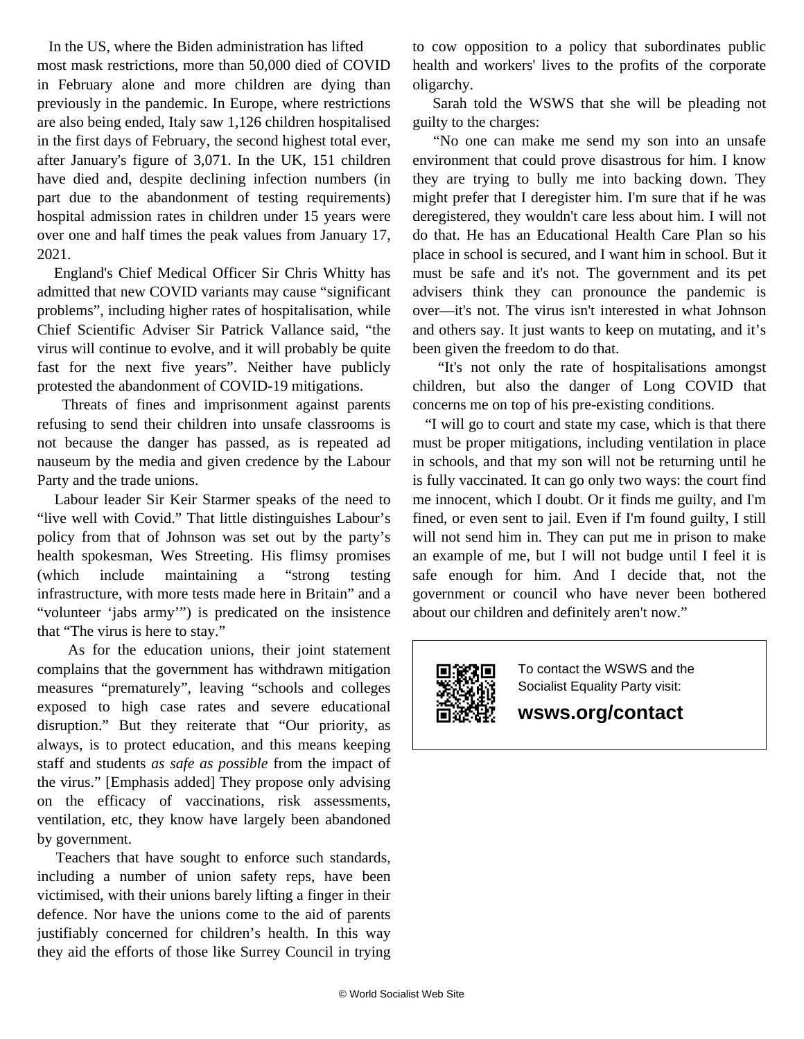In the US, where the Biden administration has lifted most mask restrictions, more than 50,000 died of COVID in February alone and more children are dying than previously in the pandemic. In Europe, where restrictions are also being ended, Italy saw 1,126 children hospitalised in the first days of February, the second highest total ever, after January's figure of 3,071. In the UK, 151 children have died and, despite declining infection numbers (in part due to the abandonment of testing requirements) hospital admission rates in children under 15 years were over one and half times the peak values from January 17, 2021.

England's Chief Medical Officer Sir Chris Whitty has admitted that new COVID variants may cause "significant problems", including higher rates of hospitalisation, while Chief Scientific Adviser Sir Patrick Vallance said, "the virus will continue to evolve, and it will probably be quite fast for the next five years". Neither have publicly protested the abandonment of COVID-19 mitigations.

Threats of fines and imprisonment against parents refusing to send their children into unsafe classrooms is not because the danger has passed, as is repeated ad nauseum by the media and given credence by the Labour Party and the trade unions.

Labour leader Sir Keir Starmer speaks of the need to "live well with Covid." That little distinguishes Labour's policy from that of Johnson was set out by the party's health spokesman, Wes Streeting. His flimsy promises (which include maintaining a "strong testing infrastructure, with more tests made here in Britain" and a "volunteer 'jabs army'") is predicated on the insistence that "The virus is here to stay."

As for the education unions, their joint statement complains that the government has withdrawn mitigation measures "prematurely", leaving "schools and colleges exposed to high case rates and severe educational disruption." But they reiterate that "Our priority, as always, is to protect education, and this means keeping staff and students *as safe as possible* from the impact of the virus." [Emphasis added] They propose only advising on the efficacy of vaccinations, risk assessments, ventilation, etc, they know have largely been abandoned by government.

Teachers that have sought to enforce such standards, including a number of union safety reps, have been victimised, with their unions barely lifting a finger in their defence. Nor have the unions come to the aid of parents justifiably concerned for children's health. In this way they aid the efforts of those like Surrey Council in trying to cow opposition to a policy that subordinates public health and workers' lives to the profits of the corporate oligarchy.

Sarah told the WSWS that she will be pleading not guilty to the charges:

"No one can make me send my son into an unsafe environment that could prove disastrous for him. I know they are trying to bully me into backing down. They might prefer that I deregister him. I'm sure that if he was deregistered, they wouldn't care less about him. I will not do that. He has an Educational Health Care Plan so his place in school is secured, and I want him in school. But it must be safe and it's not. The government and its pet advisers think they can pronounce the pandemic is over—it's not. The virus isn't interested in what Johnson and others say. It just wants to keep on mutating, and it's been given the freedom to do that.

"It's not only the rate of hospitalisations amongst children, but also the danger of Long COVID that concerns me on top of his pre-existing conditions.

"I will go to court and state my case, which is that there must be proper mitigations, including ventilation in place in schools, and that my son will not be returning until he is fully vaccinated. It can go only two ways: the court find me innocent, which I doubt. Or it finds me guilty, and I'm fined, or even sent to jail. Even if I'm found guilty, I still will not send him in. They can put me in prison to make an example of me, but I will not budge until I feel it is safe enough for him. And I decide that, not the government or council who have never been bothered about our children and definitely aren't now."

To contact the WSWS and the Socialist Equality Party visit:

**wsws.org/contact**